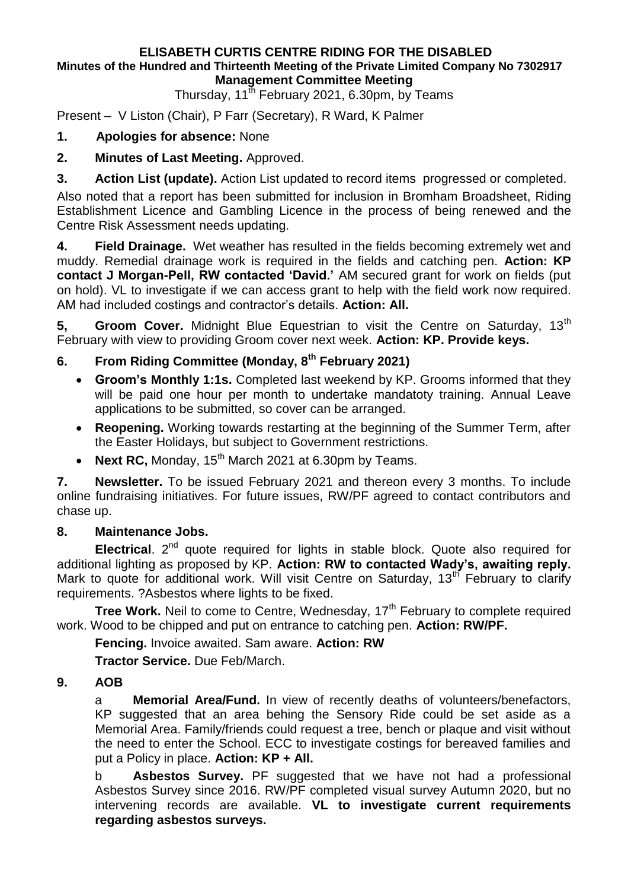# ELISABETH CURTIS CENTRE RIDING FOR THE DISABLED

**Minutes of the Hundred and Thirteenth Meeting of the Private Limited Company No 7302917**
**Management Committee Meeting**

Thursday, 11th February 2021, 6.30pm, by Teams

Present – V Liston (Chair), P Farr (Secretary), R Ward, K Palmer

**1. Apologies for absence:** None

**2. Minutes of Last Meeting.** Approved.

**3. Action List (update).** Action List updated to record items progressed or completed.

Also noted that a report has been submitted for inclusion in Bromham Broadsheet, Riding Establishment Licence and Gambling Licence in the process of being renewed and the Centre Risk Assessment needs updating.

**4. Field Drainage.** Wet weather has resulted in the fields becoming extremely wet and muddy. Remedial drainage work is required in the fields and catching pen. **Action: KP contact J Morgan-Pell, RW contacted 'David.'** AM secured grant for work on fields (put on hold). VL to investigate if we can access grant to help with the field work now required. AM had included costings and contractor's details. **Action: All.**

**5, Groom Cover.** Midnight Blue Equestrian to visit the Centre on Saturday, 13th February with view to providing Groom cover next week. **Action: KP. Provide keys.**

**6. From Riding Committee (Monday, 8th February 2021)**

- **Groom's Monthly 1:1s.** Completed last weekend by KP. Grooms informed that they will be paid one hour per month to undertake mandatoty training. Annual Leave applications to be submitted, so cover can be arranged.
- **Reopening.** Working towards restarting at the beginning of the Summer Term, after the Easter Holidays, but subject to Government restrictions.
- **Next RC,** Monday, 15th March 2021 at 6.30pm by Teams.

**7. Newsletter.** To be issued February 2021 and thereon every 3 months. To include online fundraising initiatives. For future issues, RW/PF agreed to contact contributors and chase up.

**8. Maintenance Jobs.**

**Electrical**. 2nd quote required for lights in stable block. Quote also required for additional lighting as proposed by KP. **Action: RW to contacted Wady's, awaiting reply.** Mark to quote for additional work. Will visit Centre on Saturday, 13th February to clarify requirements. ?Asbestos where lights to be fixed.

**Tree Work.** Neil to come to Centre, Wednesday, 17th February to complete required work. Wood to be chipped and put on entrance to catching pen. **Action: RW/PF.**

**Fencing.** Invoice awaited. Sam aware. **Action: RW**

**Tractor Service.** Due Feb/March.

**9. AOB**

a **Memorial Area/Fund.** In view of recently deaths of volunteers/benefactors, KP suggested that an area behing the Sensory Ride could be set aside as a Memorial Area. Family/friends could request a tree, bench or plaque and visit without the need to enter the School. ECC to investigate costings for bereaved families and put a Policy in place. **Action: KP + All.**

b **Asbestos Survey.** PF suggested that we have not had a professional Asbestos Survey since 2016. RW/PF completed visual survey Autumn 2020, but no intervening records are available. **VL to investigate current requirements regarding asbestos surveys.**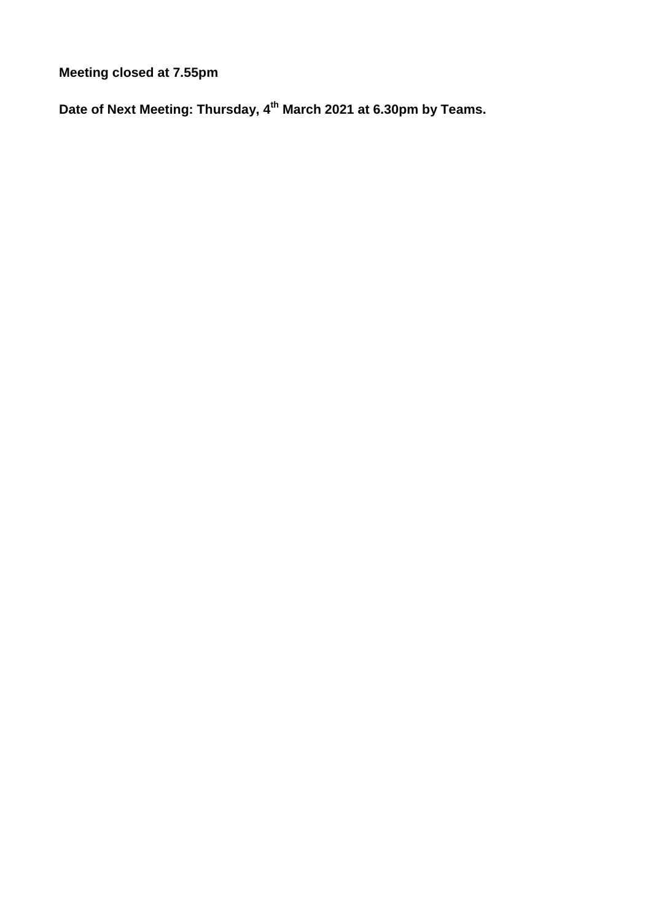**Meeting closed at 7.55pm**

**Date of Next Meeting: Thursday, 4th March 2021 at 6.30pm by Teams.**